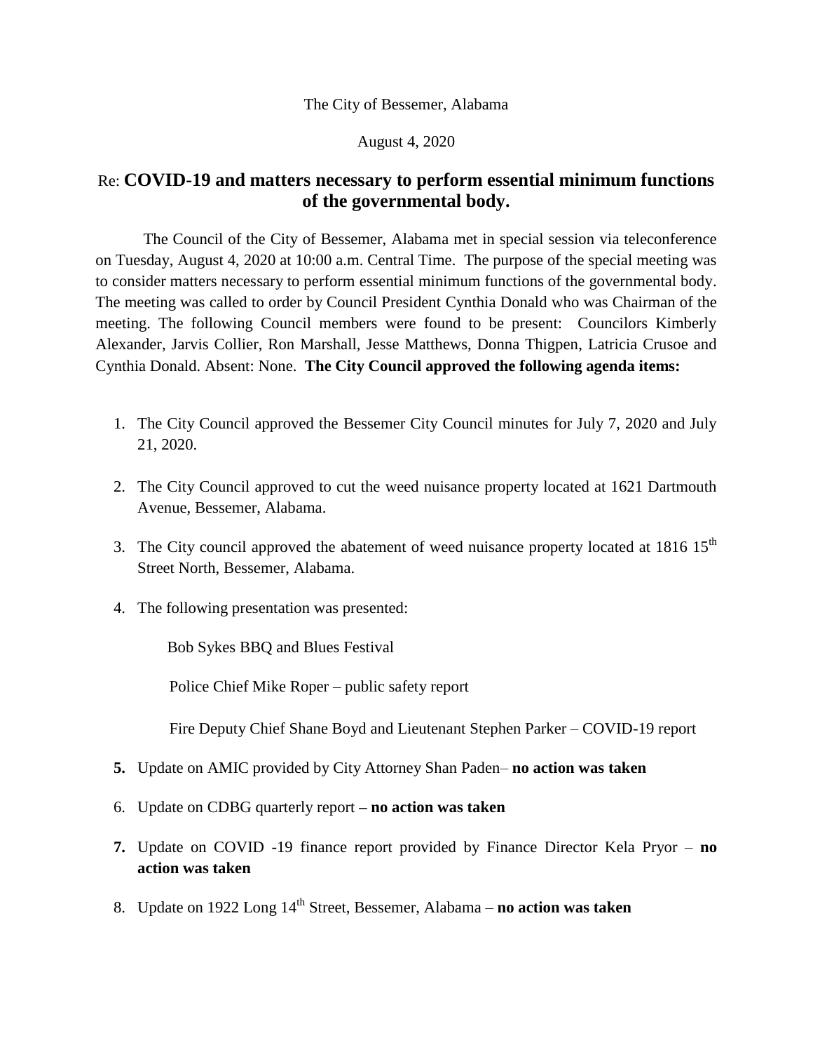The City of Bessemer, Alabama

August 4, 2020

## Re: **COVID-19 and matters necessary to perform essential minimum functions of the governmental body.**

The Council of the City of Bessemer, Alabama met in special session via teleconference on Tuesday, August 4, 2020 at 10:00 a.m. Central Time. The purpose of the special meeting was to consider matters necessary to perform essential minimum functions of the governmental body. The meeting was called to order by Council President Cynthia Donald who was Chairman of the meeting. The following Council members were found to be present: Councilors Kimberly Alexander, Jarvis Collier, Ron Marshall, Jesse Matthews, Donna Thigpen, Latricia Crusoe and Cynthia Donald. Absent: None. **The City Council approved the following agenda items:**

1. The City Council approved the Bessemer City Council minutes for July 7, 2020 and July 21, 2020.

2. The City Council approved to cut the weed nuisance property located at 1621 Dartmouth Avenue, Bessemer, Alabama.

3. The City council approved the abatement of weed nuisance property located at 1816 15th Street North, Bessemer, Alabama.

4. The following presentation was presented:

   Bob Sykes BBQ and Blues Festival

   Police Chief Mike Roper – public safety report

   Fire Deputy Chief Shane Boyd and Lieutenant Stephen Parker – COVID-19 report

5. Update on AMIC provided by City Attorney Shan Paden– **no action was taken**

6. Update on CDBG quarterly report **– no action was taken**

7. Update on COVID -19 finance report provided by Finance Director Kela Pryor – **no action was taken**

8. Update on 1922 Long 14th Street, Bessemer, Alabama – **no action was taken**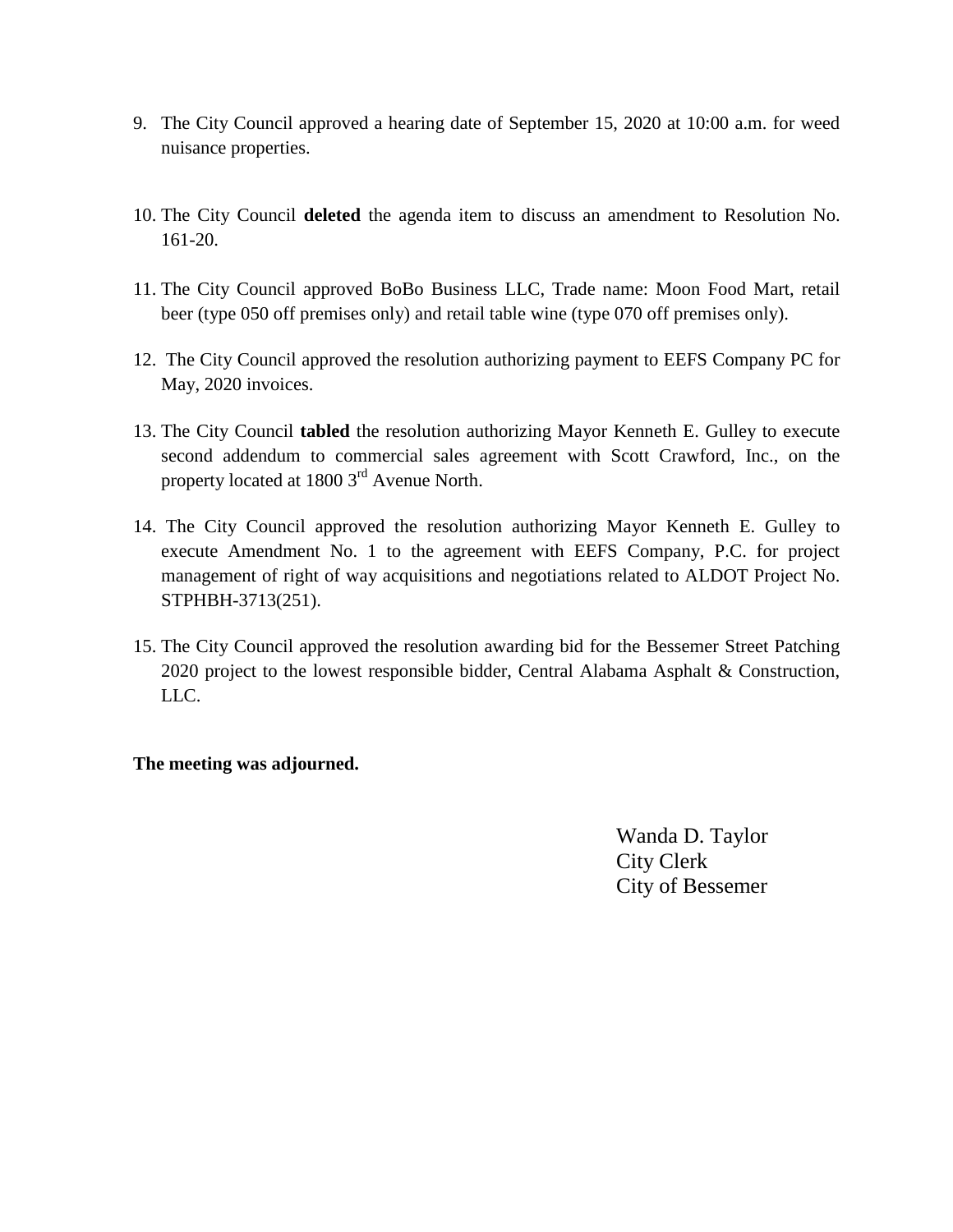9. The City Council approved a hearing date of September 15, 2020 at 10:00 a.m. for weed nuisance properties.

10. The City Council **deleted** the agenda item to discuss an amendment to Resolution No. 161-20.

11. The City Council approved BoBo Business LLC, Trade name: Moon Food Mart, retail beer (type 050 off premises only) and retail table wine (type 070 off premises only).

12. The City Council approved the resolution authorizing payment to EEFS Company PC for May, 2020 invoices.

13. The City Council **tabled** the resolution authorizing Mayor Kenneth E. Gulley to execute second addendum to commercial sales agreement with Scott Crawford, Inc., on the property located at 1800 3rd Avenue North.

14. The City Council approved the resolution authorizing Mayor Kenneth E. Gulley to execute Amendment No. 1 to the agreement with EEFS Company, P.C. for project management of right of way acquisitions and negotiations related to ALDOT Project No. STPHBH-3713(251).

15. The City Council approved the resolution awarding bid for the Bessemer Street Patching 2020 project to the lowest responsible bidder, Central Alabama Asphalt & Construction, LLC.

**The meeting was adjourned.**

Wanda D. Taylor
City Clerk
City of Bessemer